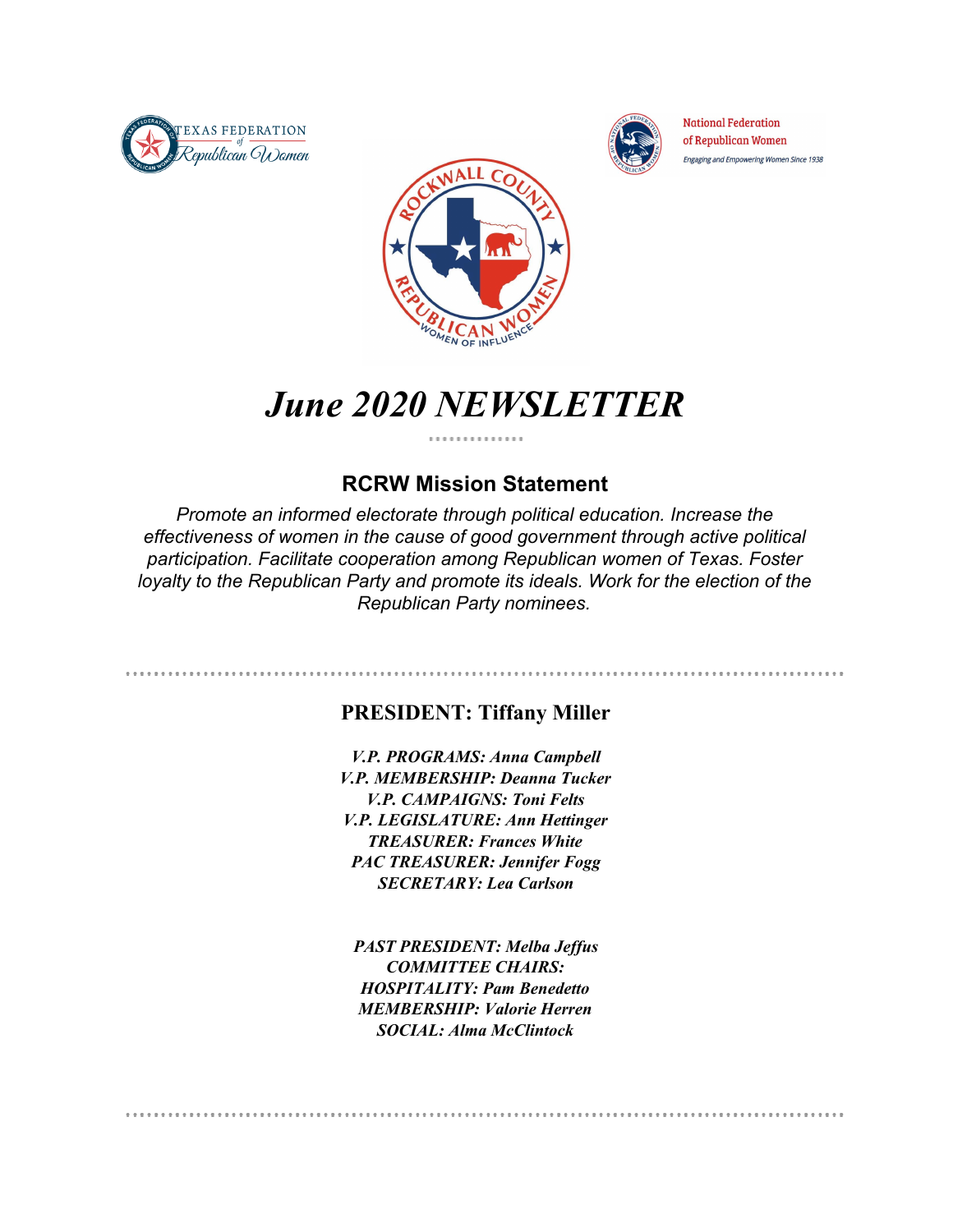# *June 2020 NEWSLETTER*

## RCRW Mission Statement

*Promote an informed electorate through political education. Increase the effectiveness of women in the cause of good government through active political participation. Facilitate cooperation among Republican women of Texas. Foster loyalty to the Republican Party and promote its ideals. Work for the election of the Republican Party nominees.*

---

### PRESIDENT: Tiffany Miller

***V.P. PROGRAMS: Anna Campbell***
***V.P. MEMBERSHIP: Deanna Tucker***
***V.P. CAMPAIGNS: Toni Felts***
***V.P. LEGISLATURE: Ann Hettinger***
***TREASURER: Frances White***
***PAC TREASURER: Jennifer Fogg***
***SECRETARY: Lea Carlson***

***PAST PRESIDENT: Melba Jeffus***
***COMMITTEE CHAIRS:***
***HOSPITALITY: Pam Benedetto***
***MEMBERSHIP: Valorie Herren***
***SOCIAL: Alma McClintock***

---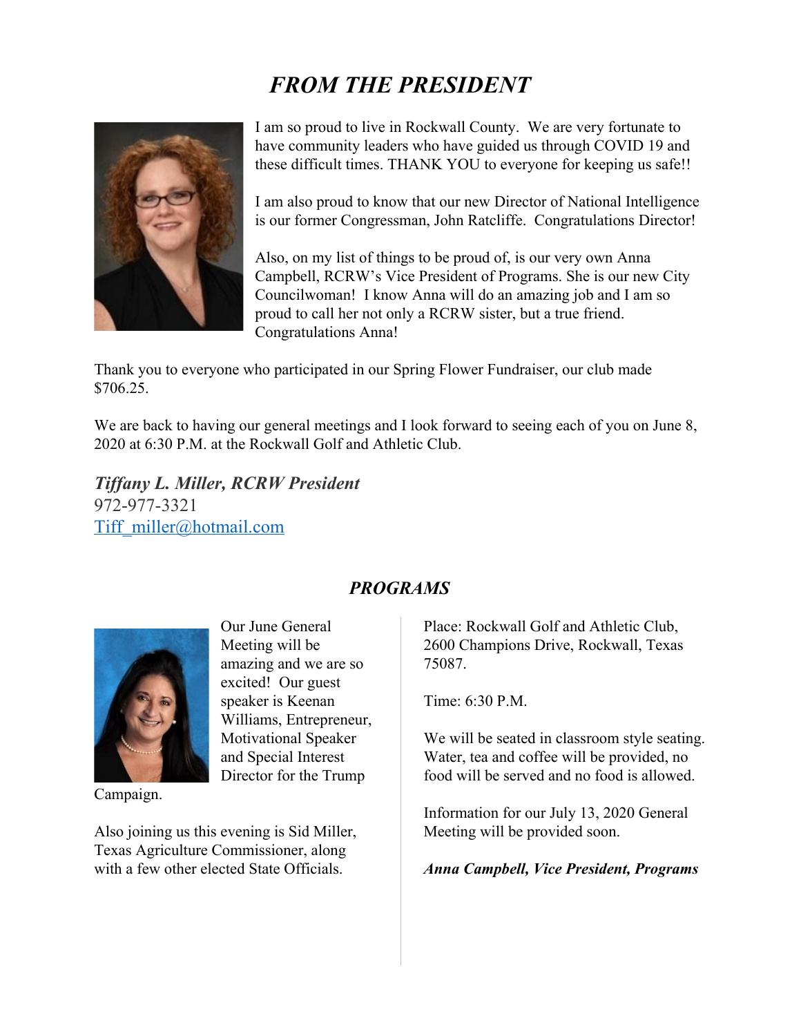# *FROM THE PRESIDENT*

I am so proud to live in Rockwall County. We are very fortunate to have community leaders who have guided us through COVID 19 and these difficult times. THANK YOU to everyone for keeping us safe!!

I am also proud to know that our new Director of National Intelligence is our former Congressman, John Ratcliffe. Congratulations Director!

Also, on my list of things to be proud of, is our very own Anna Campbell, RCRW's Vice President of Programs. She is our new City Councilwoman! I know Anna will do an amazing job and I am so proud to call her not only a RCRW sister, but a true friend. Congratulations Anna!

Thank you to everyone who participated in our Spring Flower Fundraiser, our club made $706.25.

We are back to having our general meetings and I look forward to seeing each of you on June 8, 2020 at 6:30 P.M. at the Rockwall Golf and Athletic Club.

***Tiffany L. Miller, RCRW President***
972-977-3321
Tiff_miller@hotmail.com

## *PROGRAMS*

Our June General Meeting will be amazing and we are so excited! Our guest speaker is Keenan Williams, Entrepreneur, Motivational Speaker and Special Interest Director for the Trump Campaign.

Also joining us this evening is Sid Miller, Texas Agriculture Commissioner, along with a few other elected State Officials.

Place: Rockwall Golf and Athletic Club, 2600 Champions Drive, Rockwall, Texas 75087.

Time: 6:30 P.M.

We will be seated in classroom style seating. Water, tea and coffee will be provided, no food will be served and no food is allowed.

Information for our July 13, 2020 General Meeting will be provided soon.

***Anna Campbell, Vice President, Programs***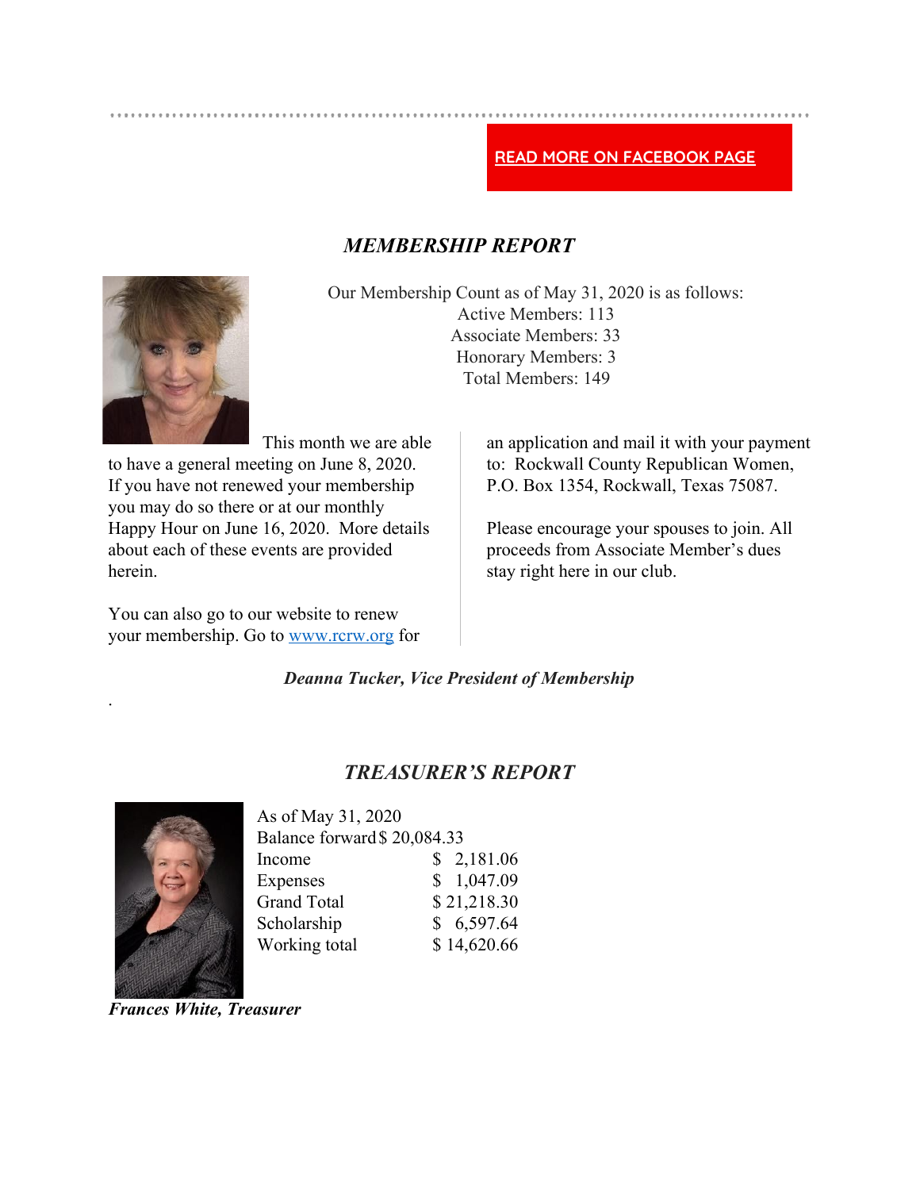READ MORE ON FACEBOOK PAGE

## *MEMBERSHIP REPORT*

Our Membership Count as of May 31, 2020 is as follows:
Active Members: 113
Associate Members: 33
Honorary Members: 3
Total Members: 149

This month we are able to have a general meeting on June 8, 2020. If you have not renewed your membership you may do so there or at our monthly Happy Hour on June 16, 2020. More details about each of these events are provided herein.

You can also go to our website to renew your membership. Go to [www.rcrw.org](http://www.rcrw.org) for an application and mail it with your payment to: Rockwall County Republican Women, P.O. Box 1354, Rockwall, Texas 75087.

Please encourage your spouses to join. All proceeds from Associate Member's dues stay right here in our club.

***Deanna Tucker, Vice President of Membership***

.

## *TREASURER'S REPORT*

As of May 31, 2020

| | |
|---|---|
| Balance forward | $ 20,084.33 |
| Income | $ 2,181.06 |
| Expenses | $ 1,047.09 |
| Grand Total | $ 21,218.30 |
| Scholarship | $ 6,597.64 |
| Working total | $ 14,620.66 |

***Frances White, Treasurer***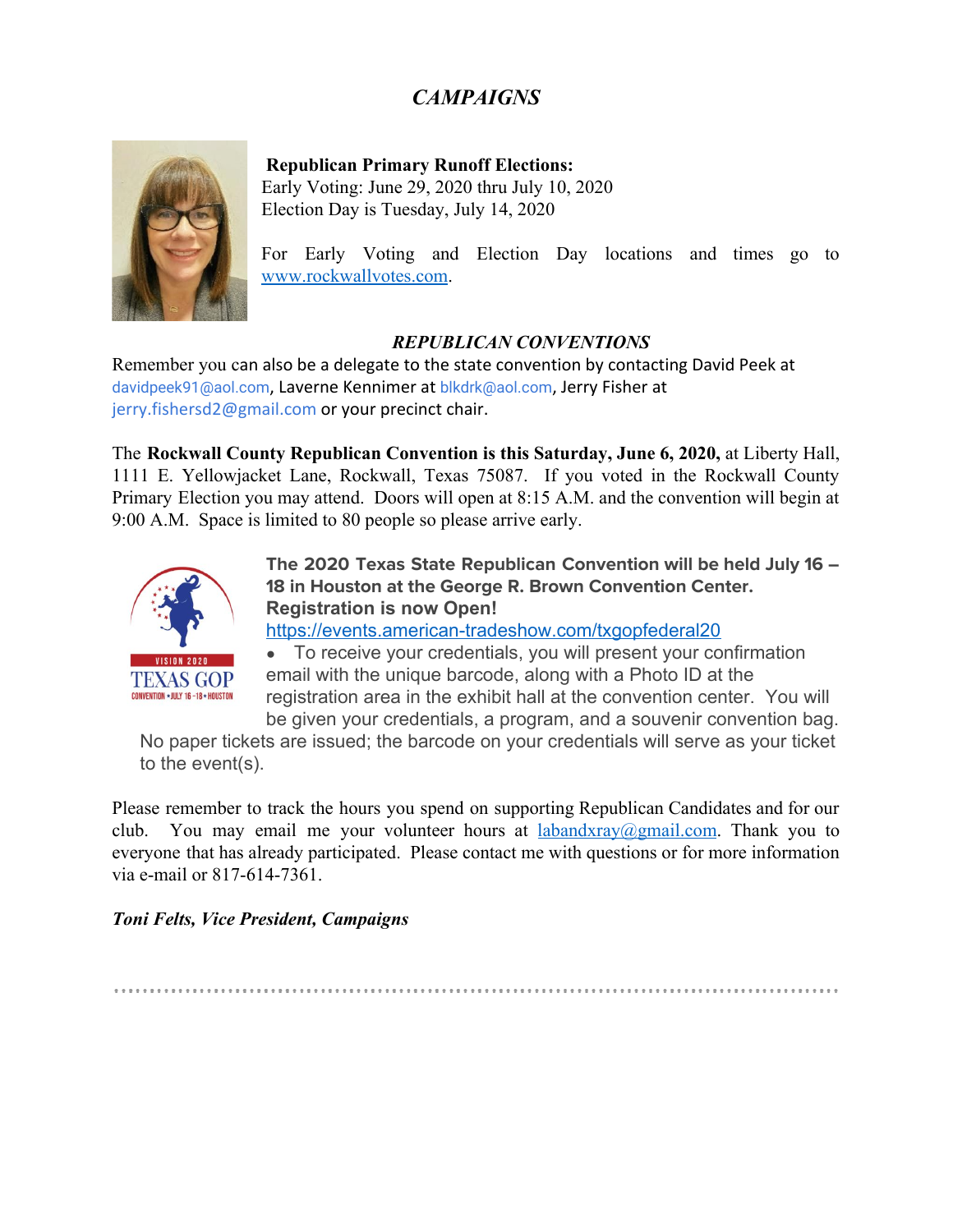# *CAMPAIGNS*

**Republican Primary Runoff Elections:**
Early Voting: June 29, 2020 thru July 10, 2020
Election Day is Tuesday, July 14, 2020

For Early Voting and Election Day locations and times go to www.rockwallvotes.com.

### *REPUBLICAN CONVENTIONS*

Remember you can also be a delegate to the state convention by contacting David Peek at davidpeek91@aol.com, Laverne Kennimer at blkdrk@aol.com, Jerry Fisher at jerry.fishersd2@gmail.com or your precinct chair.

The **Rockwall County Republican Convention is this Saturday, June 6, 2020,** at Liberty Hall, 1111 E. Yellowjacket Lane, Rockwall, Texas 75087. If you voted in the Rockwall County Primary Election you may attend. Doors will open at 8:15 A.M. and the convention will begin at 9:00 A.M. Space is limited to 80 people so please arrive early.

**The 2020 Texas State Republican Convention will be held July 16 – 18 in Houston at the George R. Brown Convention Center. Registration is now Open!**
https://events.american-tradeshow.com/txgopfederal20

- To receive your credentials, you will present your confirmation email with the unique barcode, along with a Photo ID at the registration area in the exhibit hall at the convention center. You will be given your credentials, a program, and a souvenir convention bag. No paper tickets are issued; the barcode on your credentials will serve as your ticket to the event(s).

Please remember to track the hours you spend on supporting Republican Candidates and for our club. You may email me your volunteer hours at labandxray@gmail.com. Thank you to everyone that has already participated. Please contact me with questions or for more information via e-mail or 817-614-7361.

***Toni Felts, Vice President, Campaigns***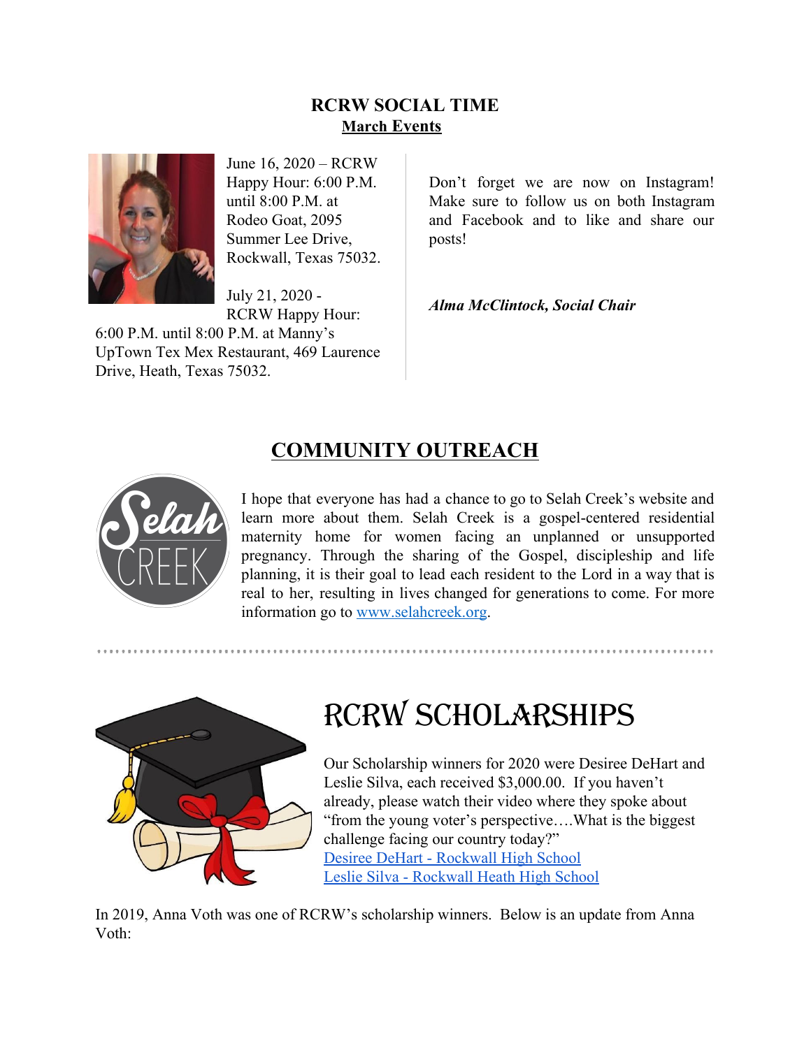## RCRW SOCIAL TIME

**March Events**

June 16, 2020 – RCRW Happy Hour: 6:00 P.M. until 8:00 P.M. at Rodeo Goat, 2095 Summer Lee Drive, Rockwall, Texas 75032.

July 21, 2020 - RCRW Happy Hour: 6:00 P.M. until 8:00 P.M. at Manny's UpTown Tex Mex Restaurant, 469 Laurence Drive, Heath, Texas 75032.

Don't forget we are now on Instagram! Make sure to follow us on both Instagram and Facebook and to like and share our posts!

***Alma McClintock, Social Chair***

## COMMUNITY OUTREACH

I hope that everyone has had a chance to go to Selah Creek's website and learn more about them. Selah Creek is a gospel-centered residential maternity home for women facing an unplanned or unsupported pregnancy. Through the sharing of the Gospel, discipleship and life planning, it is their goal to lead each resident to the Lord in a way that is real to her, resulting in lives changed for generations to come. For more information go to [www.selahcreek.org](http://www.selahcreek.org).

## RCRW SCHOLARSHIPS

Our Scholarship winners for 2020 were Desiree DeHart and Leslie Silva, each received $3,000.00. If you haven't already, please watch their video where they spoke about "from the young voter's perspective….What is the biggest challenge facing our country today?"

[Desiree DeHart - Rockwall High School]()
[Leslie Silva - Rockwall Heath High School]()

In 2019, Anna Voth was one of RCRW's scholarship winners. Below is an update from Anna Voth: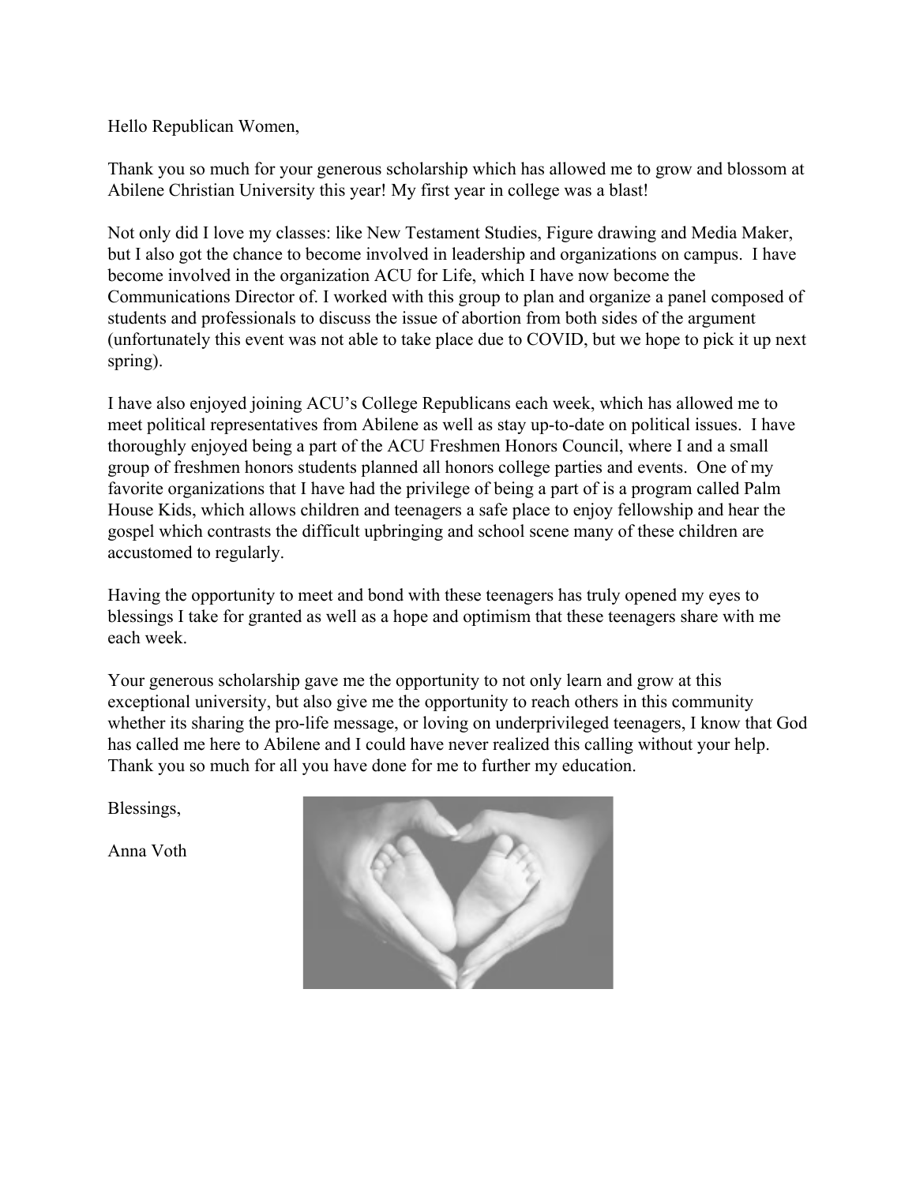Hello Republican Women,

Thank you so much for your generous scholarship which has allowed me to grow and blossom at Abilene Christian University this year! My first year in college was a blast!

Not only did I love my classes: like New Testament Studies, Figure drawing and Media Maker, but I also got the chance to become involved in leadership and organizations on campus. I have become involved in the organization ACU for Life, which I have now become the Communications Director of. I worked with this group to plan and organize a panel composed of students and professionals to discuss the issue of abortion from both sides of the argument (unfortunately this event was not able to take place due to COVID, but we hope to pick it up next spring).

I have also enjoyed joining ACU's College Republicans each week, which has allowed me to meet political representatives from Abilene as well as stay up-to-date on political issues. I have thoroughly enjoyed being a part of the ACU Freshmen Honors Council, where I and a small group of freshmen honors students planned all honors college parties and events. One of my favorite organizations that I have had the privilege of being a part of is a program called Palm House Kids, which allows children and teenagers a safe place to enjoy fellowship and hear the gospel which contrasts the difficult upbringing and school scene many of these children are accustomed to regularly.

Having the opportunity to meet and bond with these teenagers has truly opened my eyes to blessings I take for granted as well as a hope and optimism that these teenagers share with me each week.

Your generous scholarship gave me the opportunity to not only learn and grow at this exceptional university, but also give me the opportunity to reach others in this community whether its sharing the pro-life message, or loving on underprivileged teenagers, I know that God has called me here to Abilene and I could have never realized this calling without your help. Thank you so much for all you have done for me to further my education.

Blessings,

Anna Voth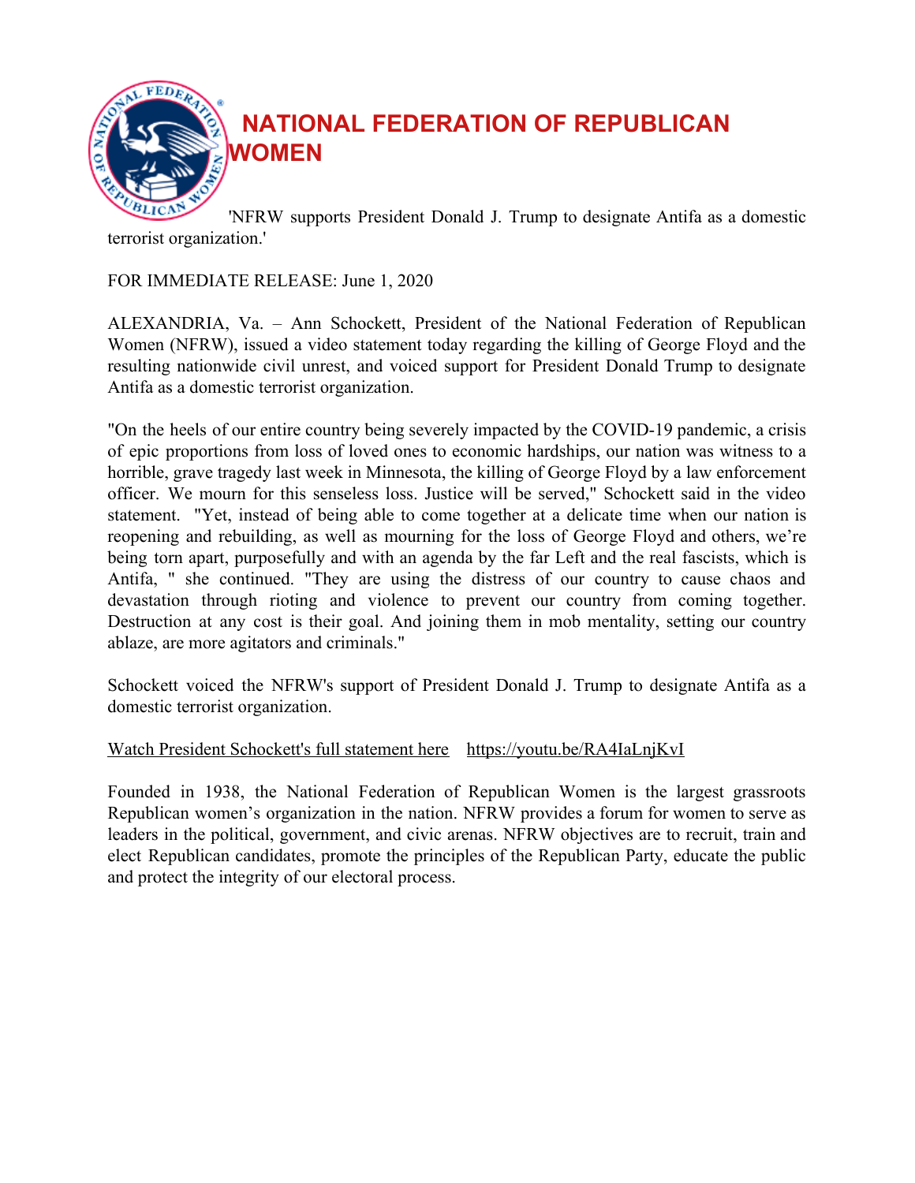# NATIONAL FEDERATION OF REPUBLICAN WOMEN

'NFRW supports President Donald J. Trump to designate Antifa as a domestic terrorist organization.'

FOR IMMEDIATE RELEASE: June 1, 2020

ALEXANDRIA, Va. – Ann Schockett, President of the National Federation of Republican Women (NFRW), issued a video statement today regarding the killing of George Floyd and the resulting nationwide civil unrest, and voiced support for President Donald Trump to designate Antifa as a domestic terrorist organization.

"On the heels of our entire country being severely impacted by the COVID-19 pandemic, a crisis of epic proportions from loss of loved ones to economic hardships, our nation was witness to a horrible, grave tragedy last week in Minnesota, the killing of George Floyd by a law enforcement officer. We mourn for this senseless loss. Justice will be served," Schockett said in the video statement. "Yet, instead of being able to come together at a delicate time when our nation is reopening and rebuilding, as well as mourning for the loss of George Floyd and others, we're being torn apart, purposefully and with an agenda by the far Left and the real fascists, which is Antifa, " she continued. "They are using the distress of our country to cause chaos and devastation through rioting and violence to prevent our country from coming together. Destruction at any cost is their goal. And joining them in mob mentality, setting our country ablaze, are more agitators and criminals."

Schockett voiced the NFRW's support of President Donald J. Trump to designate Antifa as a domestic terrorist organization.

Watch President Schockett's full statement here https://youtu.be/RA4IaLnjKvI

Founded in 1938, the National Federation of Republican Women is the largest grassroots Republican women's organization in the nation. NFRW provides a forum for women to serve as leaders in the political, government, and civic arenas. NFRW objectives are to recruit, train and elect Republican candidates, promote the principles of the Republican Party, educate the public and protect the integrity of our electoral process.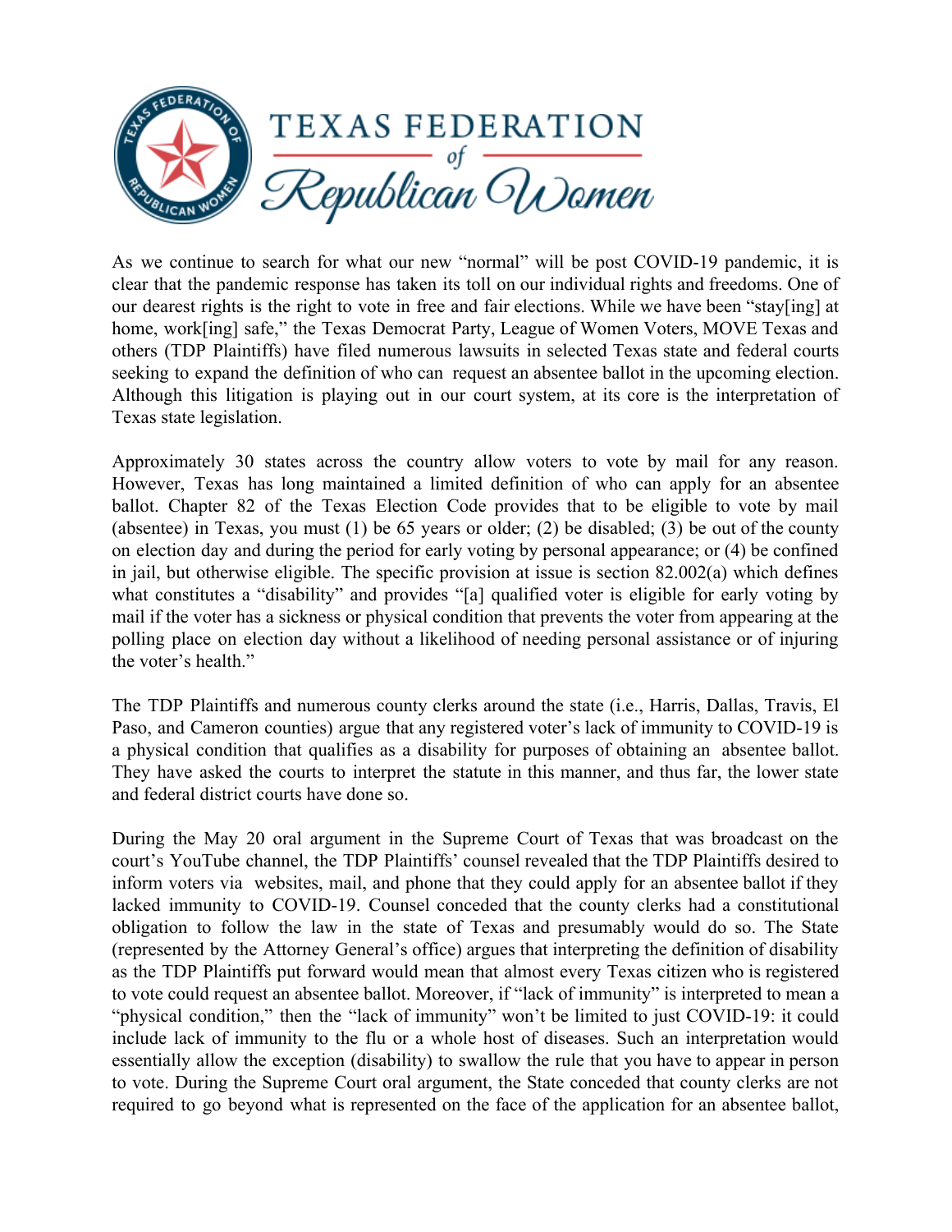# TEXAS FEDERATION of Republican Women

As we continue to search for what our new "normal" will be post COVID-19 pandemic, it is clear that the pandemic response has taken its toll on our individual rights and freedoms. One of our dearest rights is the right to vote in free and fair elections. While we have been "stay[ing] at home, work[ing] safe," the Texas Democrat Party, League of Women Voters, MOVE Texas and others (TDP Plaintiffs) have filed numerous lawsuits in selected Texas state and federal courts seeking to expand the definition of who can request an absentee ballot in the upcoming election. Although this litigation is playing out in our court system, at its core is the interpretation of Texas state legislation.

Approximately 30 states across the country allow voters to vote by mail for any reason. However, Texas has long maintained a limited definition of who can apply for an absentee ballot. Chapter 82 of the Texas Election Code provides that to be eligible to vote by mail (absentee) in Texas, you must (1) be 65 years or older; (2) be disabled; (3) be out of the county on election day and during the period for early voting by personal appearance; or (4) be confined in jail, but otherwise eligible. The specific provision at issue is section 82.002(a) which defines what constitutes a "disability" and provides "[a] qualified voter is eligible for early voting by mail if the voter has a sickness or physical condition that prevents the voter from appearing at the polling place on election day without a likelihood of needing personal assistance or of injuring the voter's health."

The TDP Plaintiffs and numerous county clerks around the state (i.e., Harris, Dallas, Travis, El Paso, and Cameron counties) argue that any registered voter's lack of immunity to COVID-19 is a physical condition that qualifies as a disability for purposes of obtaining an absentee ballot. They have asked the courts to interpret the statute in this manner, and thus far, the lower state and federal district courts have done so.

During the May 20 oral argument in the Supreme Court of Texas that was broadcast on the court's YouTube channel, the TDP Plaintiffs' counsel revealed that the TDP Plaintiffs desired to inform voters via websites, mail, and phone that they could apply for an absentee ballot if they lacked immunity to COVID-19. Counsel conceded that the county clerks had a constitutional obligation to follow the law in the state of Texas and presumably would do so. The State (represented by the Attorney General's office) argues that interpreting the definition of disability as the TDP Plaintiffs put forward would mean that almost every Texas citizen who is registered to vote could request an absentee ballot. Moreover, if "lack of immunity" is interpreted to mean a "physical condition," then the "lack of immunity" won't be limited to just COVID-19: it could include lack of immunity to the flu or a whole host of diseases. Such an interpretation would essentially allow the exception (disability) to swallow the rule that you have to appear in person to vote. During the Supreme Court oral argument, the State conceded that county clerks are not required to go beyond what is represented on the face of the application for an absentee ballot,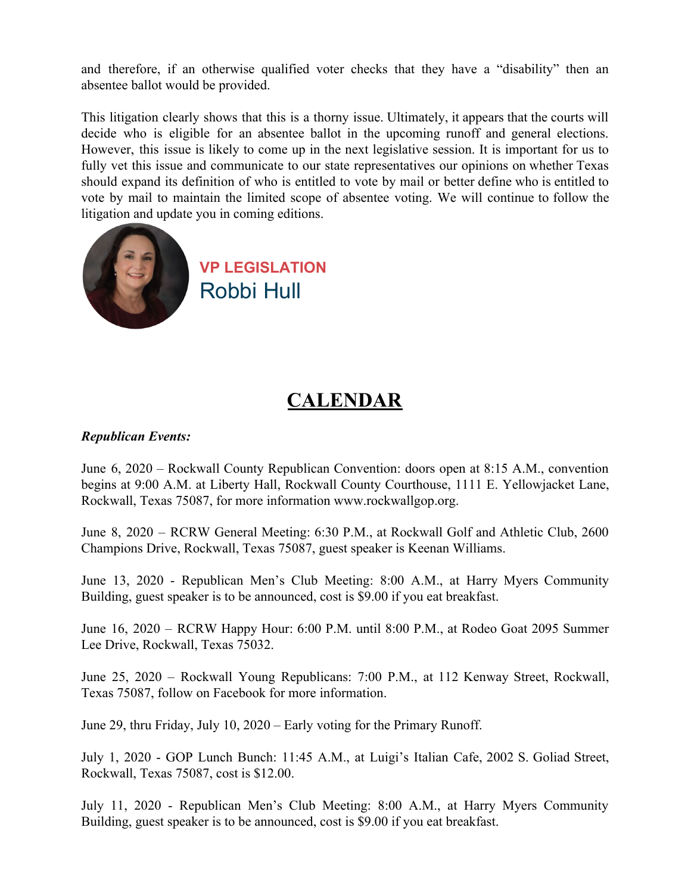and therefore, if an otherwise qualified voter checks that they have a "disability" then an absentee ballot would be provided.

This litigation clearly shows that this is a thorny issue. Ultimately, it appears that the courts will decide who is eligible for an absentee ballot in the upcoming runoff and general elections. However, this issue is likely to come up in the next legislative session. It is important for us to fully vet this issue and communicate to our state representatives our opinions on whether Texas should expand its definition of who is entitled to vote by mail or better define who is entitled to vote by mail to maintain the limited scope of absentee voting. We will continue to follow the litigation and update you in coming editions.

**VP LEGISLATION**
Robbi Hull

# CALENDAR

***Republican Events:***

June 6, 2020 – Rockwall County Republican Convention: doors open at 8:15 A.M., convention begins at 9:00 A.M. at Liberty Hall, Rockwall County Courthouse, 1111 E. Yellowjacket Lane, Rockwall, Texas 75087, for more information www.rockwallgop.org.

June 8, 2020 – RCRW General Meeting: 6:30 P.M., at Rockwall Golf and Athletic Club, 2600 Champions Drive, Rockwall, Texas 75087, guest speaker is Keenan Williams.

June 13, 2020 - Republican Men's Club Meeting: 8:00 A.M., at Harry Myers Community Building, guest speaker is to be announced, cost is $9.00 if you eat breakfast.

June 16, 2020 – RCRW Happy Hour: 6:00 P.M. until 8:00 P.M., at Rodeo Goat 2095 Summer Lee Drive, Rockwall, Texas 75032.

June 25, 2020 – Rockwall Young Republicans: 7:00 P.M., at 112 Kenway Street, Rockwall, Texas 75087, follow on Facebook for more information.

June 29, thru Friday, July 10, 2020 – Early voting for the Primary Runoff.

July 1, 2020 - GOP Lunch Bunch: 11:45 A.M., at Luigi's Italian Cafe, 2002 S. Goliad Street, Rockwall, Texas 75087, cost is $12.00.

July 11, 2020 - Republican Men's Club Meeting: 8:00 A.M., at Harry Myers Community Building, guest speaker is to be announced, cost is $9.00 if you eat breakfast.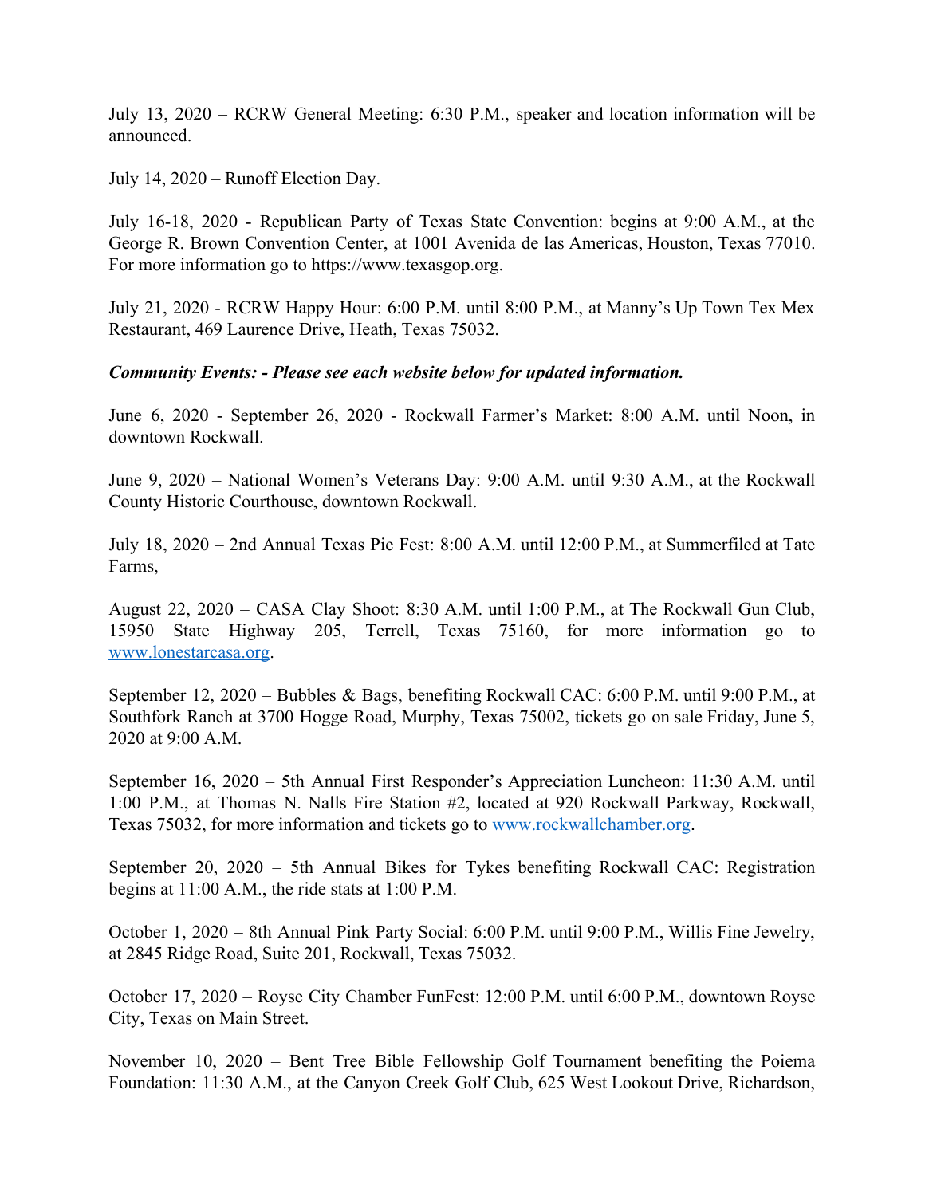July 13, 2020 – RCRW General Meeting: 6:30 P.M., speaker and location information will be announced.

July 14, 2020 – Runoff Election Day.

July 16-18, 2020 - Republican Party of Texas State Convention: begins at 9:00 A.M., at the George R. Brown Convention Center, at 1001 Avenida de las Americas, Houston, Texas 77010. For more information go to https://www.texasgop.org.

July 21, 2020 - RCRW Happy Hour: 6:00 P.M. until 8:00 P.M., at Manny's Up Town Tex Mex Restaurant, 469 Laurence Drive, Heath, Texas 75032.

***Community Events: - Please see each website below for updated information.***

June 6, 2020 - September 26, 2020 - Rockwall Farmer's Market: 8:00 A.M. until Noon, in downtown Rockwall.

June 9, 2020 – National Women's Veterans Day: 9:00 A.M. until 9:30 A.M., at the Rockwall County Historic Courthouse, downtown Rockwall.

July 18, 2020 – 2nd Annual Texas Pie Fest: 8:00 A.M. until 12:00 P.M., at Summerfiled at Tate Farms,

August 22, 2020 – CASA Clay Shoot: 8:30 A.M. until 1:00 P.M., at The Rockwall Gun Club, 15950 State Highway 205, Terrell, Texas 75160, for more information go to [www.lonestarcasa.org](www.lonestarcasa.org).

September 12, 2020 – Bubbles & Bags, benefiting Rockwall CAC: 6:00 P.M. until 9:00 P.M., at Southfork Ranch at 3700 Hogge Road, Murphy, Texas 75002, tickets go on sale Friday, June 5, 2020 at 9:00 A.M.

September 16, 2020 – 5th Annual First Responder's Appreciation Luncheon: 11:30 A.M. until 1:00 P.M., at Thomas N. Nalls Fire Station #2, located at 920 Rockwall Parkway, Rockwall, Texas 75032, for more information and tickets go to [www.rockwallchamber.org](www.rockwallchamber.org).

September 20, 2020 – 5th Annual Bikes for Tykes benefiting Rockwall CAC: Registration begins at 11:00 A.M., the ride stats at 1:00 P.M.

October 1, 2020 – 8th Annual Pink Party Social: 6:00 P.M. until 9:00 P.M., Willis Fine Jewelry, at 2845 Ridge Road, Suite 201, Rockwall, Texas 75032.

October 17, 2020 – Royse City Chamber FunFest: 12:00 P.M. until 6:00 P.M., downtown Royse City, Texas on Main Street.

November 10, 2020 – Bent Tree Bible Fellowship Golf Tournament benefiting the Poiema Foundation: 11:30 A.M., at the Canyon Creek Golf Club, 625 West Lookout Drive, Richardson,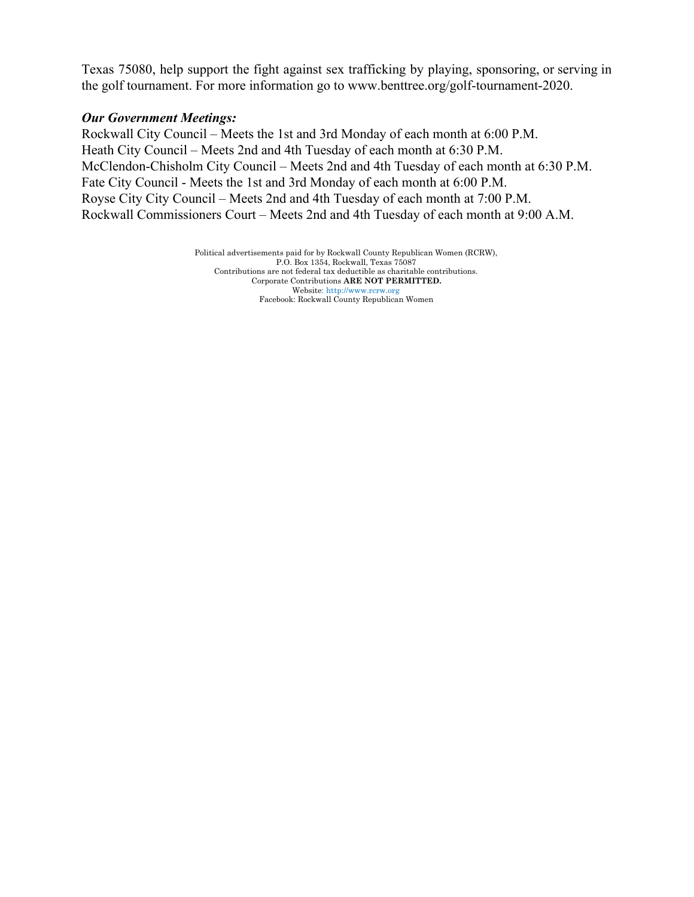Texas 75080, help support the fight against sex trafficking by playing, sponsoring, or serving in the golf tournament. For more information go to www.benttree.org/golf-tournament-2020.

***Our Government Meetings:***

Rockwall City Council – Meets the 1st and 3rd Monday of each month at 6:00 P.M.
Heath City Council – Meets 2nd and 4th Tuesday of each month at 6:30 P.M.
McClendon-Chisholm City Council – Meets 2nd and 4th Tuesday of each month at 6:30 P.M.
Fate City Council - Meets the 1st and 3rd Monday of each month at 6:00 P.M.
Royse City City Council – Meets 2nd and 4th Tuesday of each month at 7:00 P.M.
Rockwall Commissioners Court – Meets 2nd and 4th Tuesday of each month at 9:00 A.M.

Political advertisements paid for by Rockwall County Republican Women (RCRW),
P.O. Box 1354, Rockwall, Texas 75087
Contributions are not federal tax deductible as charitable contributions.
Corporate Contributions **ARE NOT PERMITTED.**
Website: http://www.rcrw.org
Facebook: Rockwall County Republican Women